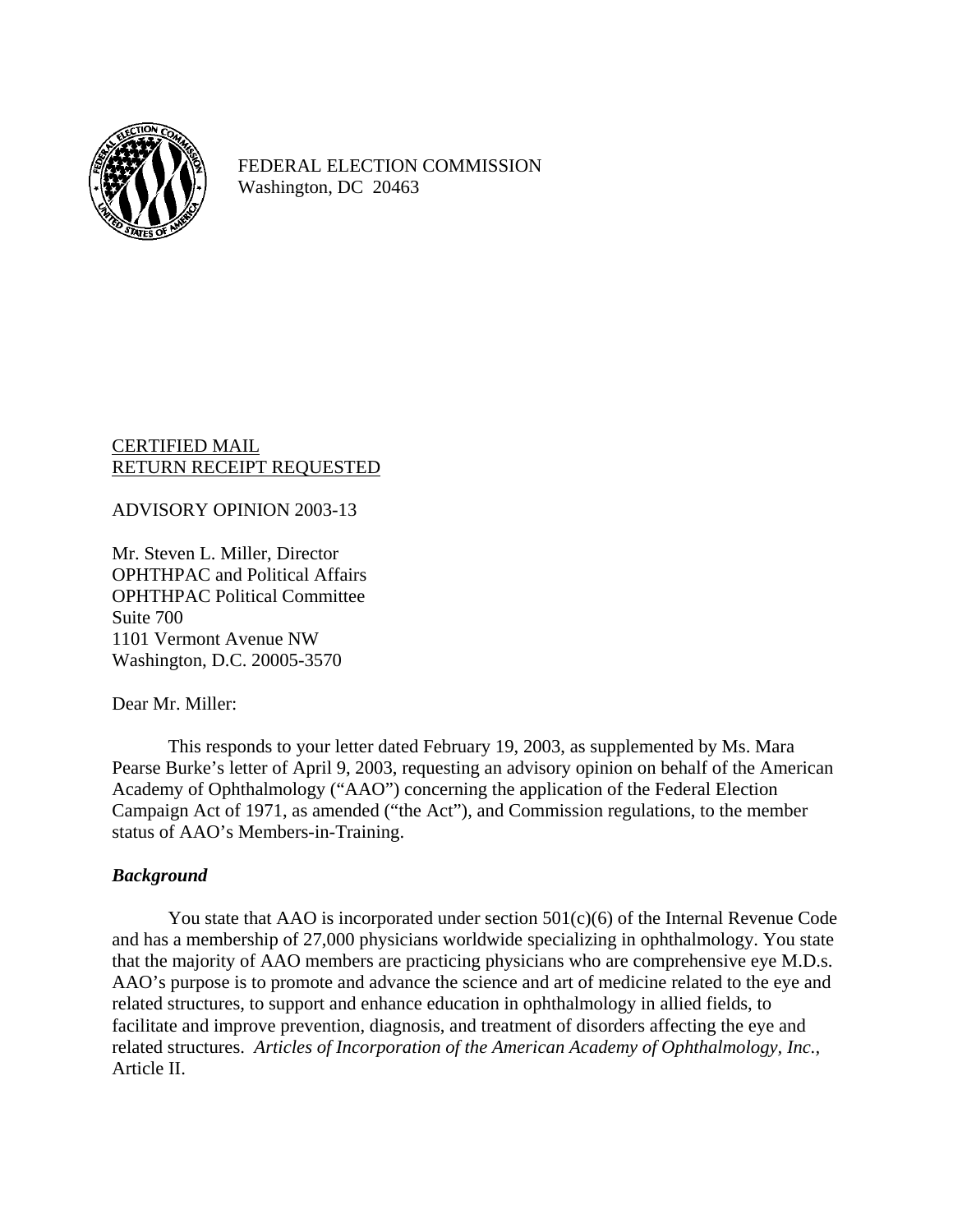FEDERAL ELECTION COMMISSION
Washington, DC 20463

CERTIFIED MAIL
RETURN RECEIPT REQUESTED

ADVISORY OPINION 2003-13

Mr. Steven L. Miller, Director
OPHTHPAC and Political Affairs
OPHTHPAC Political Committee
Suite 700
1101 Vermont Avenue NW
Washington, D.C. 20005-3570

Dear Mr. Miller:

This responds to your letter dated February 19, 2003, as supplemented by Ms. Mara Pearse Burke's letter of April 9, 2003, requesting an advisory opinion on behalf of the American Academy of Ophthalmology ("AAO") concerning the application of the Federal Election Campaign Act of 1971, as amended ("the Act"), and Commission regulations, to the member status of AAO's Members-in-Training.

### *Background*

You state that AAO is incorporated under section 501(c)(6) of the Internal Revenue Code and has a membership of 27,000 physicians worldwide specializing in ophthalmology. You state that the majority of AAO members are practicing physicians who are comprehensive eye M.D.s. AAO's purpose is to promote and advance the science and art of medicine related to the eye and related structures, to support and enhance education in ophthalmology in allied fields, to facilitate and improve prevention, diagnosis, and treatment of disorders affecting the eye and related structures. *Articles of Incorporation of the American Academy of Ophthalmology, Inc.*, Article II.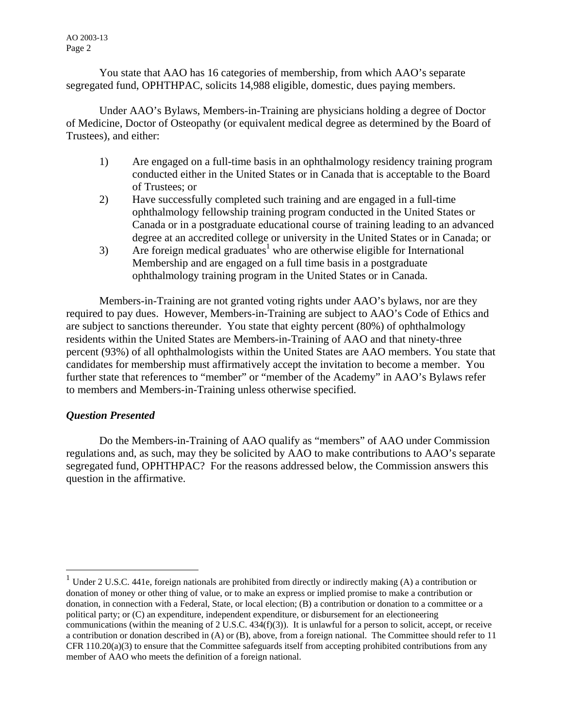You state that AAO has 16 categories of membership, from which AAO's separate segregated fund, OPHTHPAC, solicits 14,988 eligible, domestic, dues paying members.

Under AAO's Bylaws, Members-in-Training are physicians holding a degree of Doctor of Medicine, Doctor of Osteopathy (or equivalent medical degree as determined by the Board of Trustees), and either:

1) Are engaged on a full-time basis in an ophthalmology residency training program conducted either in the United States or in Canada that is acceptable to the Board of Trustees; or
2) Have successfully completed such training and are engaged in a full-time ophthalmology fellowship training program conducted in the United States or Canada or in a postgraduate educational course of training leading to an advanced degree at an accredited college or university in the United States or in Canada; or
3) Are foreign medical graduates[1] who are otherwise eligible for International Membership and are engaged on a full time basis in a postgraduate ophthalmology training program in the United States or in Canada.

Members-in-Training are not granted voting rights under AAO's bylaws, nor are they required to pay dues. However, Members-in-Training are subject to AAO's Code of Ethics and are subject to sanctions thereunder. You state that eighty percent (80%) of ophthalmology residents within the United States are Members-in-Training of AAO and that ninety-three percent (93%) of all ophthalmologists within the United States are AAO members. You state that candidates for membership must affirmatively accept the invitation to become a member. You further state that references to "member" or "member of the Academy" in AAO's Bylaws refer to members and Members-in-Training unless otherwise specified.

***Question Presented***

Do the Members-in-Training of AAO qualify as "members" of AAO under Commission regulations and, as such, may they be solicited by AAO to make contributions to AAO's separate segregated fund, OPHTHPAC? For the reasons addressed below, the Commission answers this question in the affirmative.

---

[1] Under 2 U.S.C. 441e, foreign nationals are prohibited from directly or indirectly making (A) a contribution or donation of money or other thing of value, or to make an express or implied promise to make a contribution or donation, in connection with a Federal, State, or local election; (B) a contribution or donation to a committee or a political party; or (C) an expenditure, independent expenditure, or disbursement for an electioneering communications (within the meaning of 2 U.S.C. 434(f)(3)). It is unlawful for a person to solicit, accept, or receive a contribution or donation described in (A) or (B), above, from a foreign national. The Committee should refer to 11 CFR 110.20(a)(3) to ensure that the Committee safeguards itself from accepting prohibited contributions from any member of AAO who meets the definition of a foreign national.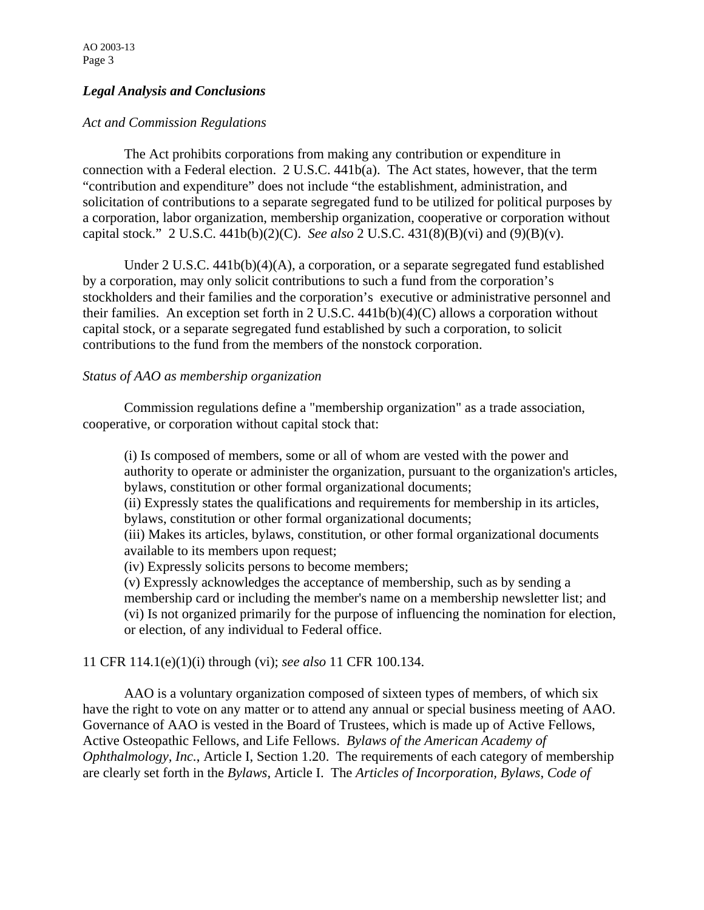### *Legal Analysis and Conclusions*

*Act and Commission Regulations*

The Act prohibits corporations from making any contribution or expenditure in connection with a Federal election. 2 U.S.C. 441b(a). The Act states, however, that the term "contribution and expenditure" does not include "the establishment, administration, and solicitation of contributions to a separate segregated fund to be utilized for political purposes by a corporation, labor organization, membership organization, cooperative or corporation without capital stock." 2 U.S.C. 441b(b)(2)(C). *See also* 2 U.S.C. 431(8)(B)(vi) and (9)(B)(v).

Under 2 U.S.C. 441b(b)(4)(A), a corporation, or a separate segregated fund established by a corporation, may only solicit contributions to such a fund from the corporation's stockholders and their families and the corporation's executive or administrative personnel and their families. An exception set forth in 2 U.S.C. 441b(b)(4)(C) allows a corporation without capital stock, or a separate segregated fund established by such a corporation, to solicit contributions to the fund from the members of the nonstock corporation.

*Status of AAO as membership organization*

Commission regulations define a "membership organization" as a trade association, cooperative, or corporation without capital stock that:

> (i) Is composed of members, some or all of whom are vested with the power and authority to operate or administer the organization, pursuant to the organization's articles, bylaws, constitution or other formal organizational documents;
> (ii) Expressly states the qualifications and requirements for membership in its articles, bylaws, constitution or other formal organizational documents;
> (iii) Makes its articles, bylaws, constitution, or other formal organizational documents available to its members upon request;
> (iv) Expressly solicits persons to become members;
> (v) Expressly acknowledges the acceptance of membership, such as by sending a membership card or including the member's name on a membership newsletter list; and
> (vi) Is not organized primarily for the purpose of influencing the nomination for election, or election, of any individual to Federal office.

11 CFR 114.1(e)(1)(i) through (vi); *see also* 11 CFR 100.134.

AAO is a voluntary organization composed of sixteen types of members, of which six have the right to vote on any matter or to attend any annual or special business meeting of AAO. Governance of AAO is vested in the Board of Trustees, which is made up of Active Fellows, Active Osteopathic Fellows, and Life Fellows. *Bylaws of the American Academy of Ophthalmology, Inc.*, Article I, Section 1.20. The requirements of each category of membership are clearly set forth in the *Bylaws*, Article I. The *Articles of Incorporation, Bylaws*, *Code of*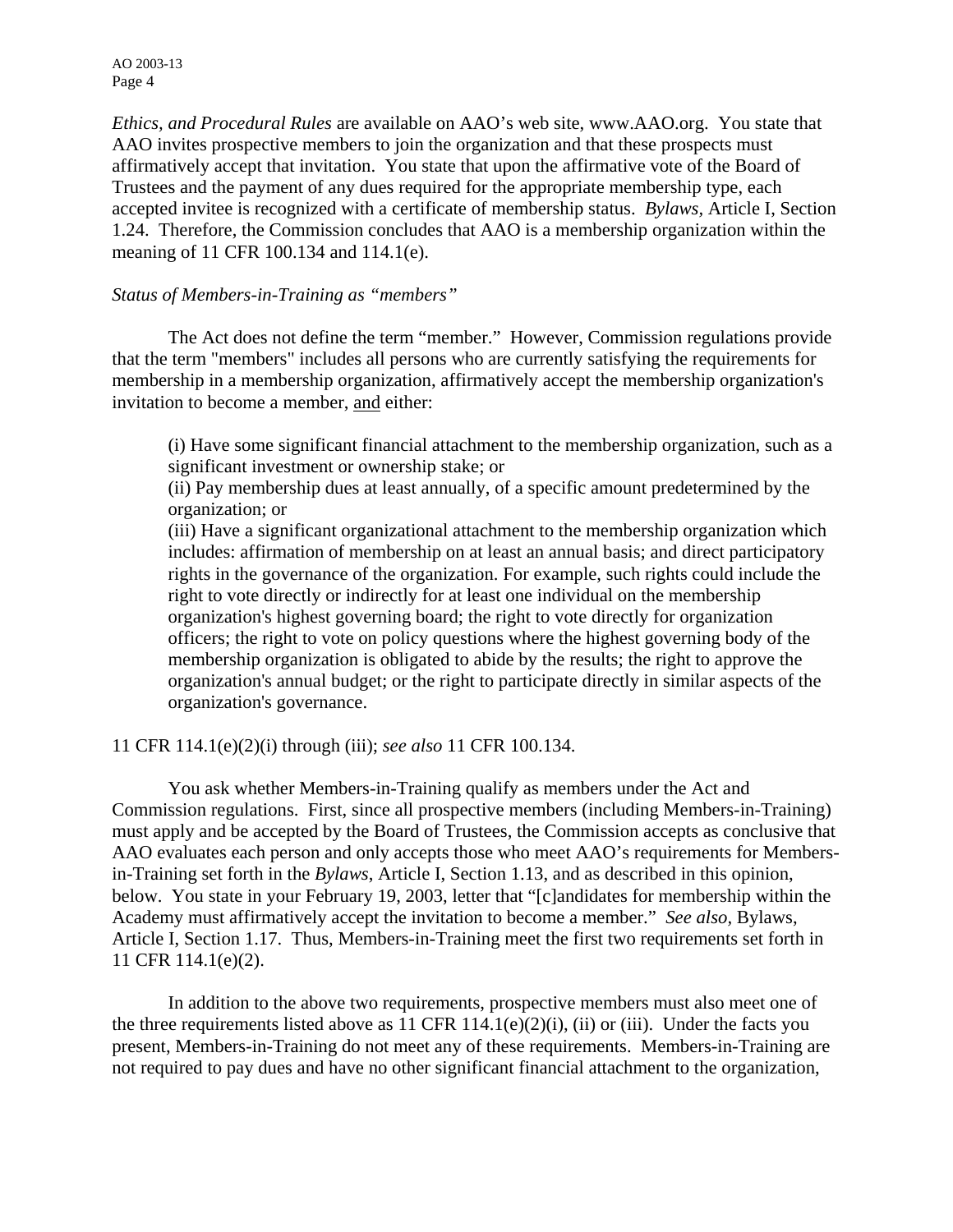*Ethics, and Procedural Rules* are available on AAO's web site, www.AAO.org. You state that AAO invites prospective members to join the organization and that these prospects must affirmatively accept that invitation. You state that upon the affirmative vote of the Board of Trustees and the payment of any dues required for the appropriate membership type, each accepted invitee is recognized with a certificate of membership status. *Bylaws,* Article I, Section 1.24. Therefore, the Commission concludes that AAO is a membership organization within the meaning of 11 CFR 100.134 and 114.1(e).

*Status of Members-in-Training as "members"*

The Act does not define the term "member." However, Commission regulations provide that the term "members" includes all persons who are currently satisfying the requirements for membership in a membership organization, affirmatively accept the membership organization's invitation to become a member, and either:

> (i) Have some significant financial attachment to the membership organization, such as a significant investment or ownership stake; or
> (ii) Pay membership dues at least annually, of a specific amount predetermined by the organization; or
> (iii) Have a significant organizational attachment to the membership organization which includes: affirmation of membership on at least an annual basis; and direct participatory rights in the governance of the organization. For example, such rights could include the right to vote directly or indirectly for at least one individual on the membership organization's highest governing board; the right to vote directly for organization officers; the right to vote on policy questions where the highest governing body of the membership organization is obligated to abide by the results; the right to approve the organization's annual budget; or the right to participate directly in similar aspects of the organization's governance.

11 CFR 114.1(e)(2)(i) through (iii); *see also* 11 CFR 100.134.

You ask whether Members-in-Training qualify as members under the Act and Commission regulations. First, since all prospective members (including Members-in-Training) must apply and be accepted by the Board of Trustees, the Commission accepts as conclusive that AAO evaluates each person and only accepts those who meet AAO's requirements for Members-in-Training set forth in the *Bylaws*, Article I, Section 1.13, and as described in this opinion, below. You state in your February 19, 2003, letter that "[c]andidates for membership within the Academy must affirmatively accept the invitation to become a member." *See also,* Bylaws, Article I, Section 1.17. Thus, Members-in-Training meet the first two requirements set forth in 11 CFR 114.1(e)(2).

In addition to the above two requirements, prospective members must also meet one of the three requirements listed above as 11 CFR 114.1(e)(2)(i), (ii) or (iii). Under the facts you present, Members-in-Training do not meet any of these requirements. Members-in-Training are not required to pay dues and have no other significant financial attachment to the organization,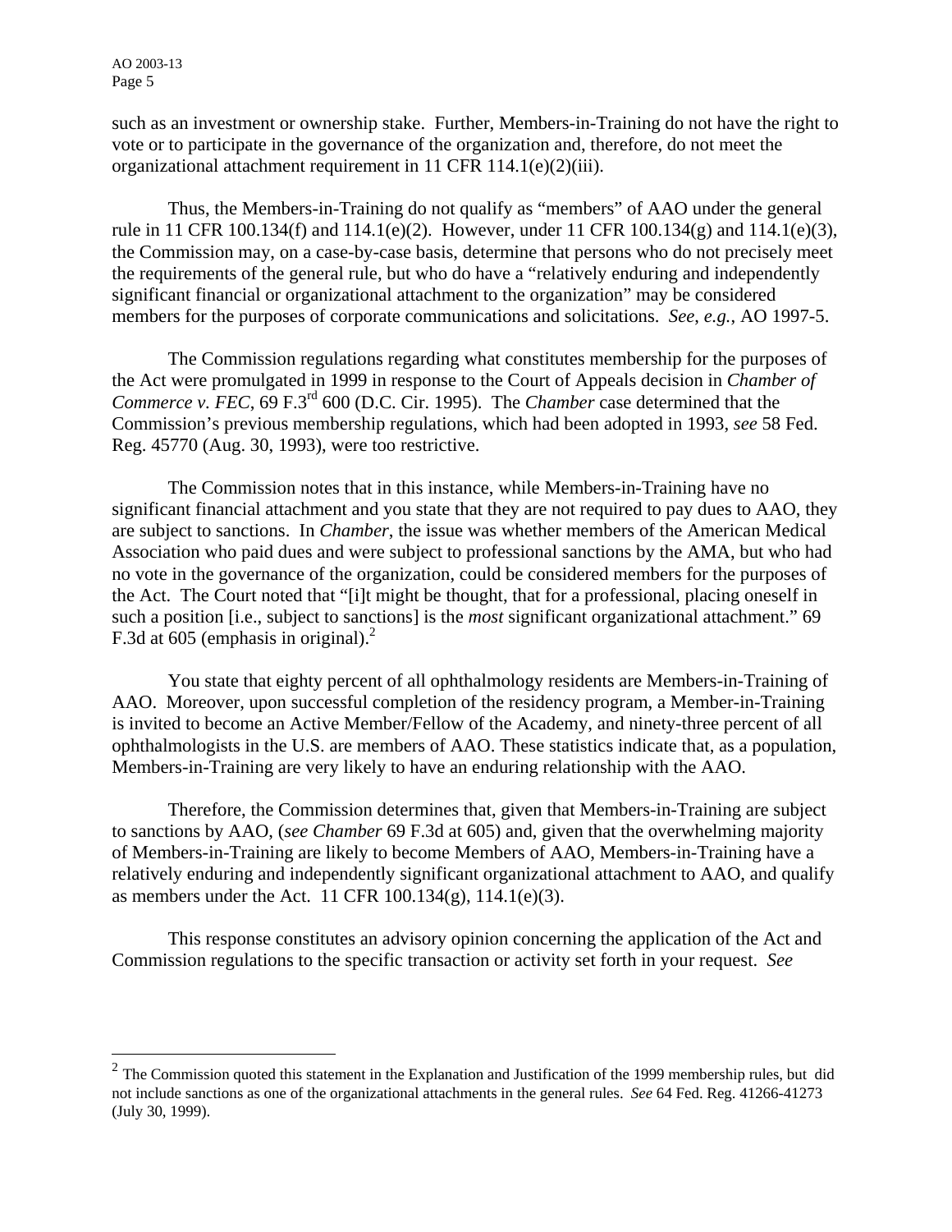such as an investment or ownership stake. Further, Members-in-Training do not have the right to vote or to participate in the governance of the organization and, therefore, do not meet the organizational attachment requirement in 11 CFR 114.1(e)(2)(iii).

Thus, the Members-in-Training do not qualify as "members" of AAO under the general rule in 11 CFR 100.134(f) and 114.1(e)(2). However, under 11 CFR 100.134(g) and 114.1(e)(3), the Commission may, on a case-by-case basis, determine that persons who do not precisely meet the requirements of the general rule, but who do have a "relatively enduring and independently significant financial or organizational attachment to the organization" may be considered members for the purposes of corporate communications and solicitations. *See, e.g.*, AO 1997-5.

The Commission regulations regarding what constitutes membership for the purposes of the Act were promulgated in 1999 in response to the Court of Appeals decision in *Chamber of Commerce v. FEC*, 69 F.3rd 600 (D.C. Cir. 1995). The *Chamber* case determined that the Commission's previous membership regulations, which had been adopted in 1993, *see* 58 Fed. Reg. 45770 (Aug. 30, 1993), were too restrictive.

The Commission notes that in this instance, while Members-in-Training have no significant financial attachment and you state that they are not required to pay dues to AAO, they are subject to sanctions. In *Chamber*, the issue was whether members of the American Medical Association who paid dues and were subject to professional sanctions by the AMA, but who had no vote in the governance of the organization, could be considered members for the purposes of the Act. The Court noted that "[i]t might be thought, that for a professional, placing oneself in such a position [i.e., subject to sanctions] is the *most* significant organizational attachment." 69 F.3d at 605 (emphasis in original).[2]

You state that eighty percent of all ophthalmology residents are Members-in-Training of AAO. Moreover, upon successful completion of the residency program, a Member-in-Training is invited to become an Active Member/Fellow of the Academy, and ninety-three percent of all ophthalmologists in the U.S. are members of AAO. These statistics indicate that, as a population, Members-in-Training are very likely to have an enduring relationship with the AAO.

Therefore, the Commission determines that, given that Members-in-Training are subject to sanctions by AAO, (*see Chamber* 69 F.3d at 605) and, given that the overwhelming majority of Members-in-Training are likely to become Members of AAO, Members-in-Training have a relatively enduring and independently significant organizational attachment to AAO, and qualify as members under the Act. 11 CFR 100.134(g), 114.1(e)(3).

This response constitutes an advisory opinion concerning the application of the Act and Commission regulations to the specific transaction or activity set forth in your request. *See*

---

[2] The Commission quoted this statement in the Explanation and Justification of the 1999 membership rules, but did not include sanctions as one of the organizational attachments in the general rules. *See* 64 Fed. Reg. 41266-41273 (July 30, 1999).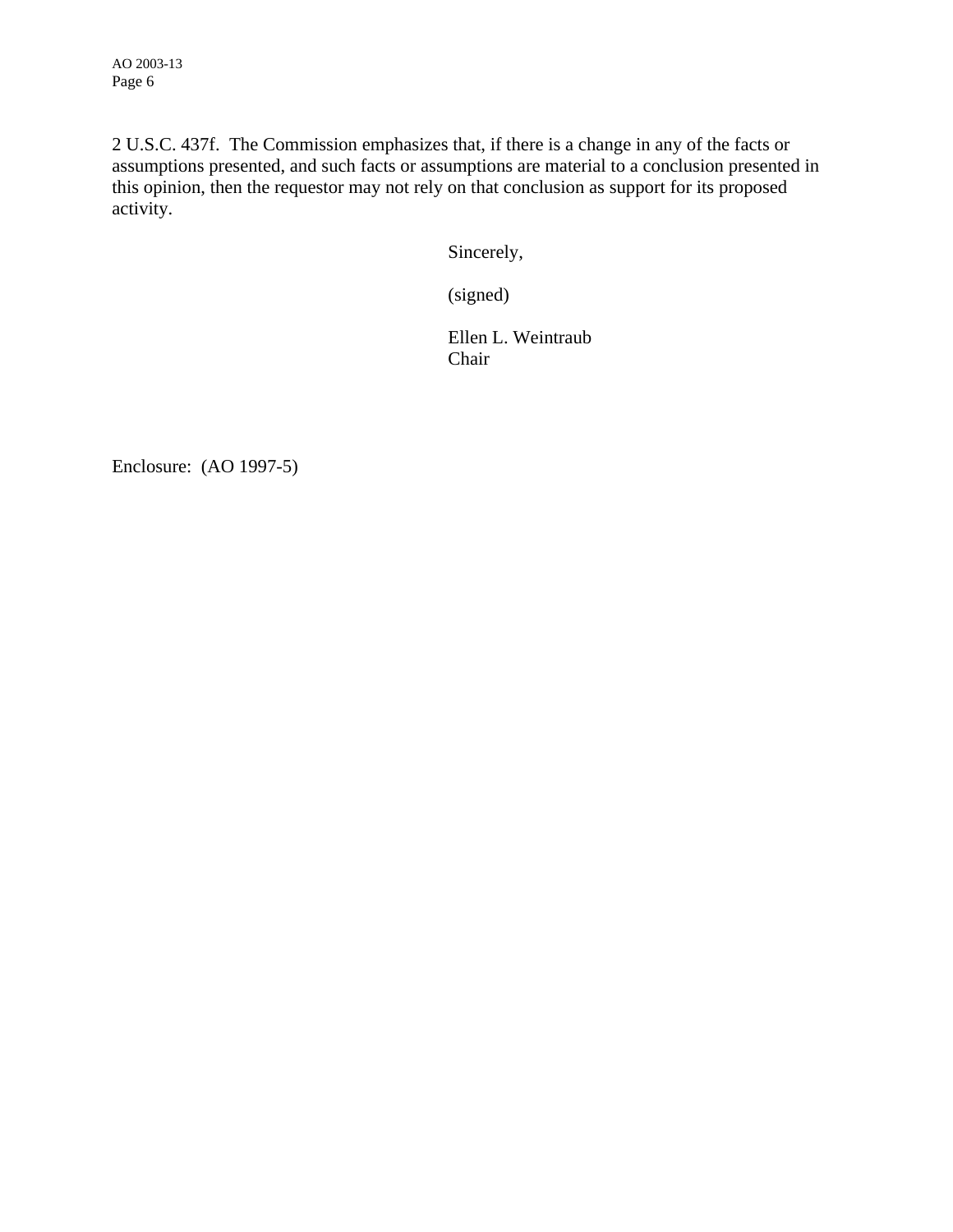2 U.S.C. 437f. The Commission emphasizes that, if there is a change in any of the facts or assumptions presented, and such facts or assumptions are material to a conclusion presented in this opinion, then the requestor may not rely on that conclusion as support for its proposed activity.

Sincerely,

(signed)

Ellen L. Weintraub
Chair

Enclosure: (AO 1997-5)